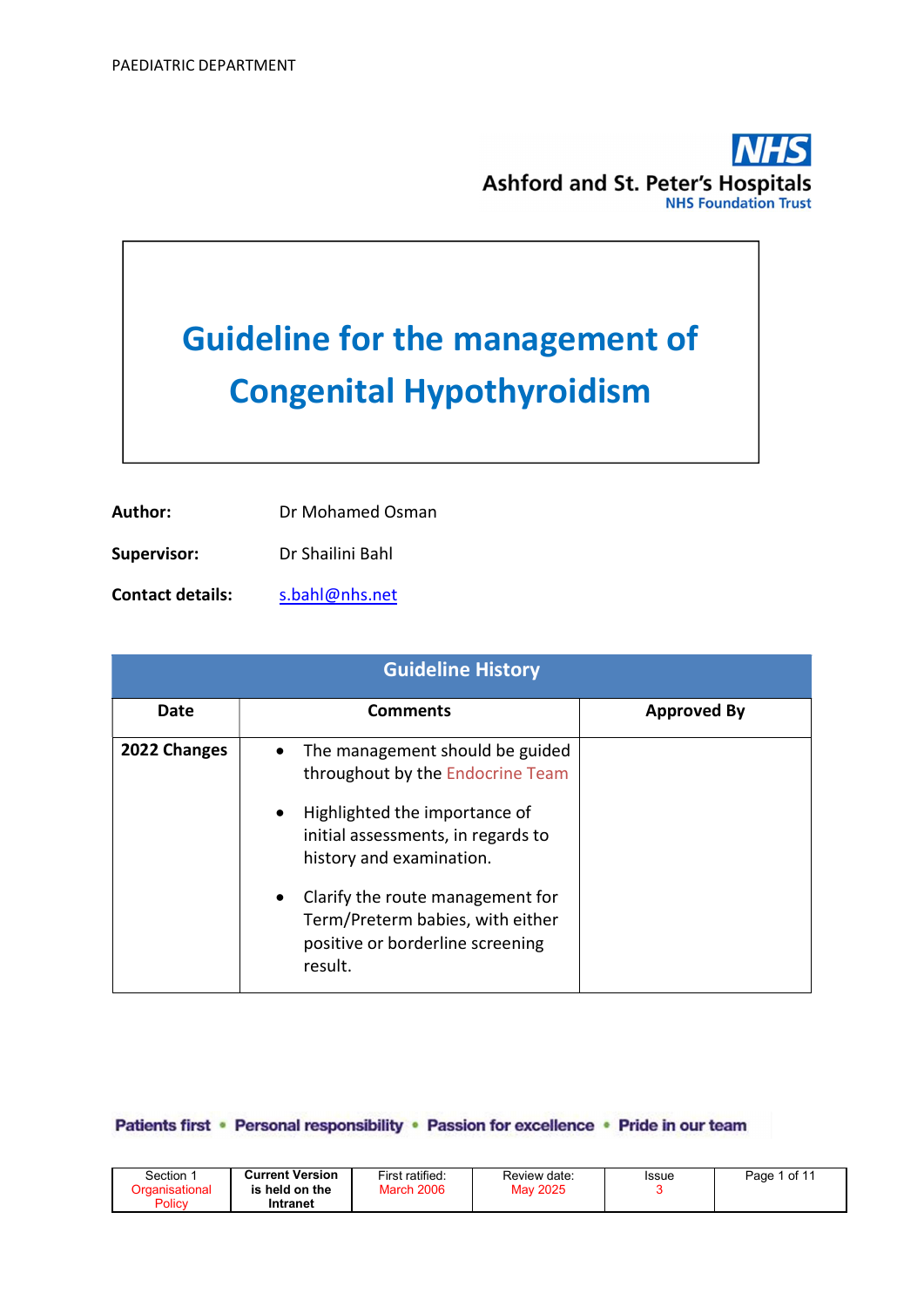Ashford and St. Peter's Hospitals
NHS Foundation Trust

# Guideline for the management of Congenital Hypothyroidism

**Author:** Dr Mohamed Osman

**Supervisor:** Dr Shailini Bahl

**Contact details:** s.bahl@nhs.net

| Guideline History | | |
|---|---|---|
| **Date** | **Comments** | **Approved By** |
| **2022 Changes** | • The management should be guided throughout by the Endocrine Team<br><br>• Highlighted the importance of initial assessments, in regards to history and examination.<br><br>• Clarify the route management for Term/Preterm babies, with either positive or borderline screening result. | |

Patients first • Personal responsibility • Passion for excellence • Pride in our team

| Section 1 Organisational Policy | Current Version is held on the Intranet | First ratified: March 2006 | Review date: May 2025 | Issue 3 |
|---|---|---|---|---|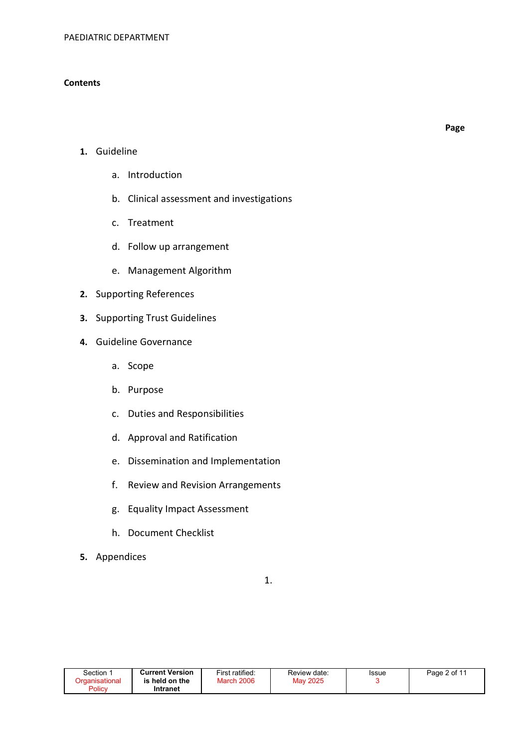**Contents**

**Page**

1. Guideline
    a. Introduction
    b. Clinical assessment and investigations
    c. Treatment
    d. Follow up arrangement
    e. Management Algorithm
2. Supporting References
3. Supporting Trust Guidelines
4. Guideline Governance
    a. Scope
    b. Purpose
    c. Duties and Responsibilities
    d. Approval and Ratification
    e. Dissemination and Implementation
    f. Review and Revision Arrangements
    g. Equality Impact Assessment
    h. Document Checklist
5. Appendices

1.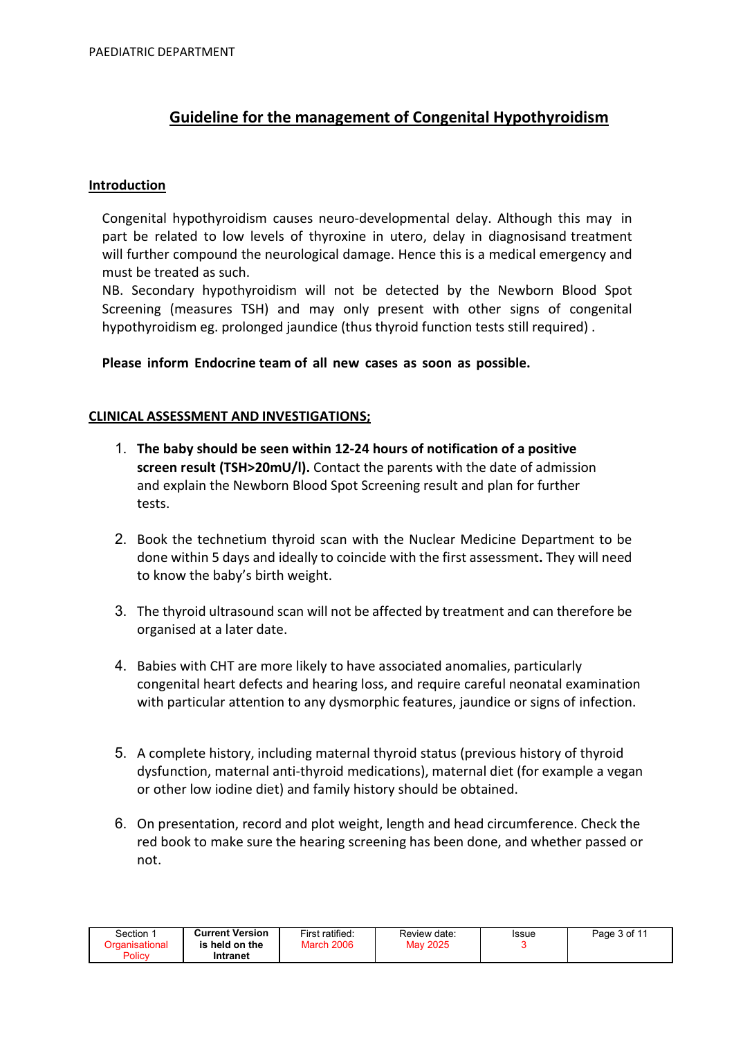# Guideline for the management of Congenital Hypothyroidism

## Introduction

Congenital hypothyroidism causes neuro-developmental delay. Although this may in part be related to low levels of thyroxine in utero, delay in diagnosisand treatment will further compound the neurological damage. Hence this is a medical emergency and must be treated as such.

NB. Secondary hypothyroidism will not be detected by the Newborn Blood Spot Screening (measures TSH) and may only present with other signs of congenital hypothyroidism eg. prolonged jaundice (thus thyroid function tests still required) .

**Please inform Endocrine team of all new cases as soon as possible.**

## CLINICAL ASSESSMENT AND INVESTIGATIONS;

1. **The baby should be seen within 12-24 hours of notification of a positive screen result (TSH>20mU/l).** Contact the parents with the date of admission and explain the Newborn Blood Spot Screening result and plan for further tests.

2. Book the technetium thyroid scan with the Nuclear Medicine Department to be done within 5 days and ideally to coincide with the first assessment**.** They will need to know the baby's birth weight.

3. The thyroid ultrasound scan will not be affected by treatment and can therefore be organised at a later date.

4. Babies with CHT are more likely to have associated anomalies, particularly congenital heart defects and hearing loss, and require careful neonatal examination with particular attention to any dysmorphic features, jaundice or signs of infection.

5. A complete history, including maternal thyroid status (previous history of thyroid dysfunction, maternal anti-thyroid medications), maternal diet (for example a vegan or other low iodine diet) and family history should be obtained.

6. On presentation, record and plot weight, length and head circumference. Check the red book to make sure the hearing screening has been done, and whether passed or not.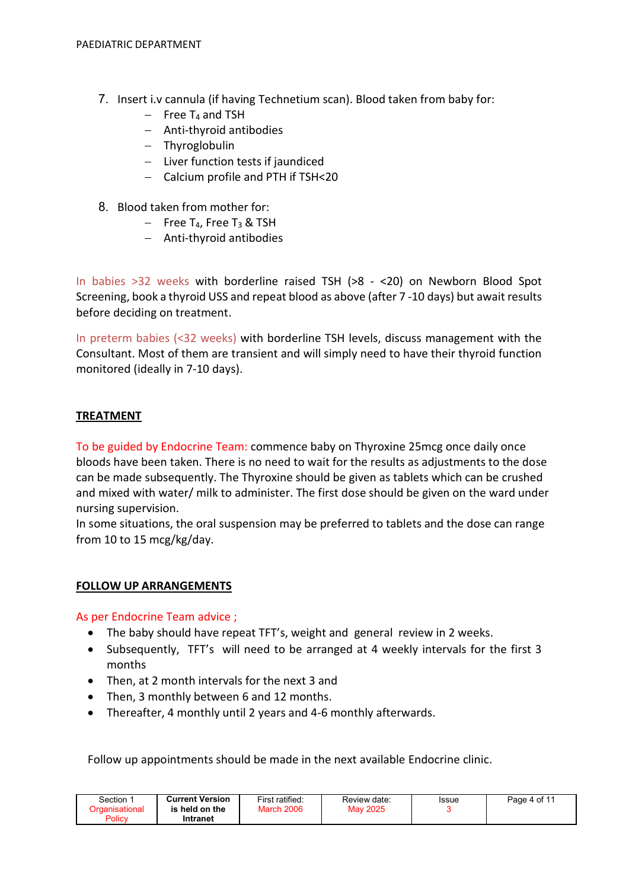7. Insert i.v cannula (if having Technetium scan). Blood taken from baby for:
   - Free $T_4$ and TSH
   - Anti-thyroid antibodies
   - Thyroglobulin
   - Liver function tests if jaundiced
   - Calcium profile and PTH if TSH<20

8. Blood taken from mother for:
   - Free $T_4$, Free $T_3$ & TSH
   - Anti-thyroid antibodies

In babies >32 weeks with borderline raised TSH (>8 - <20) on Newborn Blood Spot Screening, book a thyroid USS and repeat blood as above (after 7 -10 days) but await results before deciding on treatment.

In preterm babies (<32 weeks) with borderline TSH levels, discuss management with the Consultant. Most of them are transient and will simply need to have their thyroid function monitored (ideally in 7-10 days).

## TREATMENT

To be guided by Endocrine Team: commence baby on Thyroxine 25mcg once daily once bloods have been taken. There is no need to wait for the results as adjustments to the dose can be made subsequently. The Thyroxine should be given as tablets which can be crushed and mixed with water/ milk to administer. The first dose should be given on the ward under nursing supervision.

In some situations, the oral suspension may be preferred to tablets and the dose can range from 10 to 15 mcg/kg/day.

## FOLLOW UP ARRANGEMENTS

As per Endocrine Team advice ;

- The baby should have repeat TFT's, weight and general review in 2 weeks.
- Subsequently, TFT's will need to be arranged at 4 weekly intervals for the first 3 months
- Then, at 2 month intervals for the next 3 and
- Then, 3 monthly between 6 and 12 months.
- Thereafter, 4 monthly until 2 years and 4-6 monthly afterwards.

Follow up appointments should be made in the next available Endocrine clinic.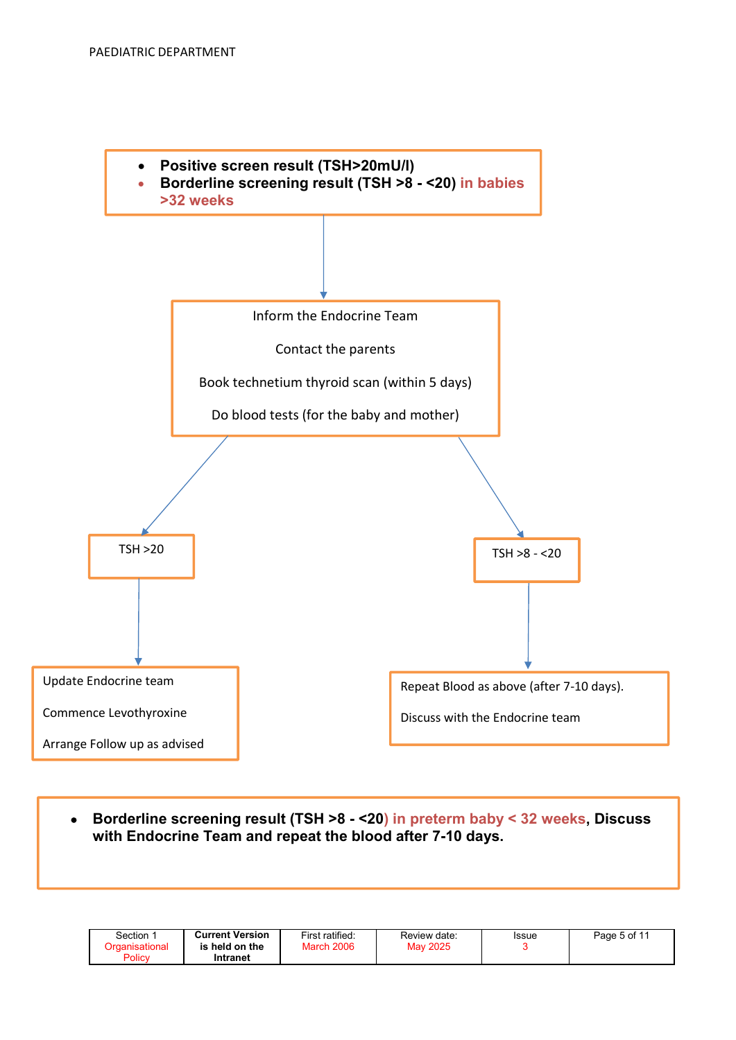- **Positive screen result (TSH>20mU/l)**
- **Borderline screening result (TSH >8 - <20) in babies >32 weeks**

↓

Inform the Endocrine Team

Contact the parents

Book technetium thyroid scan (within 5 days)

Do blood tests (for the baby and mother)

↓

**TSH >20**

↓

Update Endocrine team

Commence Levothyroxine

Arrange Follow up as advised

**TSH >8 - <20**

↓

Repeat Blood as above (after 7-10 days).

Discuss with the Endocrine team

- **Borderline screening result (TSH >8 - <20) in preterm baby < 32 weeks, Discuss with Endocrine Team and repeat the blood after 7-10 days.**

| Section 1 Organisational Policy | Current Version is held on the Intranet | First ratified: March 2006 | Review date: May 2025 | Issue 3 |
|---|---|---|---|---|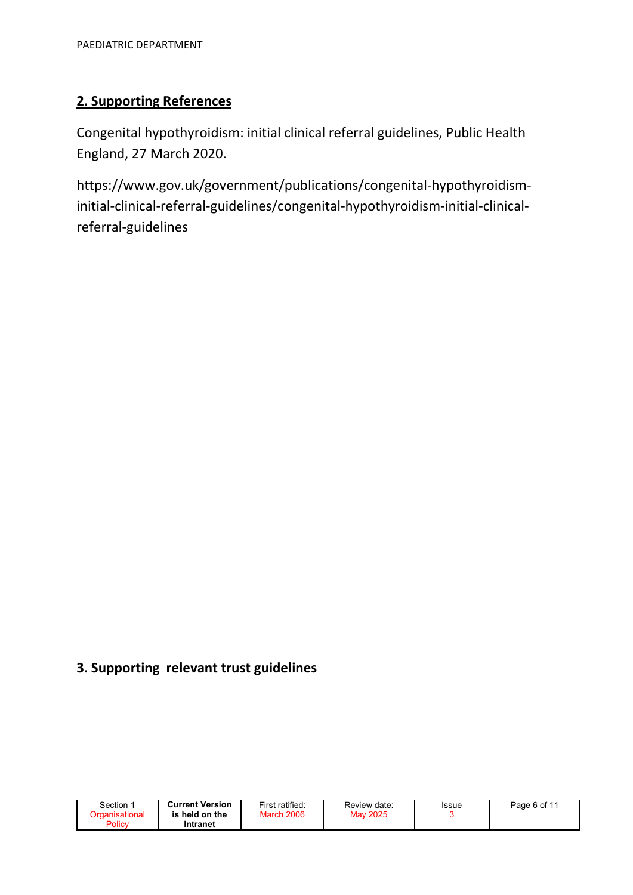## 2. Supporting References

Congenital hypothyroidism: initial clinical referral guidelines, Public Health England, 27 March 2020.

https://www.gov.uk/government/publications/congenital-hypothyroidism-initial-clinical-referral-guidelines/congenital-hypothyroidism-initial-clinical-referral-guidelines

## 3. Supporting relevant trust guidelines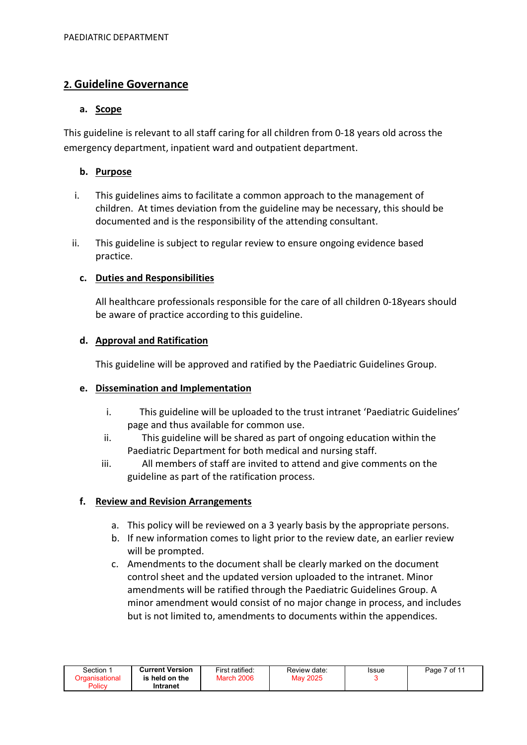## 2. Guideline Governance

### a. Scope

This guideline is relevant to all staff caring for all children from 0-18 years old across the emergency department, inpatient ward and outpatient department.

### b. Purpose

i. This guidelines aims to facilitate a common approach to the management of children. At times deviation from the guideline may be necessary, this should be documented and is the responsibility of the attending consultant.

ii. This guideline is subject to regular review to ensure ongoing evidence based practice.

### c. Duties and Responsibilities

All healthcare professionals responsible for the care of all children 0-18years should be aware of practice according to this guideline.

### d. Approval and Ratification

This guideline will be approved and ratified by the Paediatric Guidelines Group.

### e. Dissemination and Implementation

i. This guideline will be uploaded to the trust intranet 'Paediatric Guidelines' page and thus available for common use.

ii. This guideline will be shared as part of ongoing education within the Paediatric Department for both medical and nursing staff.

iii. All members of staff are invited to attend and give comments on the guideline as part of the ratification process.

### f. Review and Revision Arrangements

a. This policy will be reviewed on a 3 yearly basis by the appropriate persons.

b. If new information comes to light prior to the review date, an earlier review will be prompted.

c. Amendments to the document shall be clearly marked on the document control sheet and the updated version uploaded to the intranet. Minor amendments will be ratified through the Paediatric Guidelines Group. A minor amendment would consist of no major change in process, and includes but is not limited to, amendments to documents within the appendices.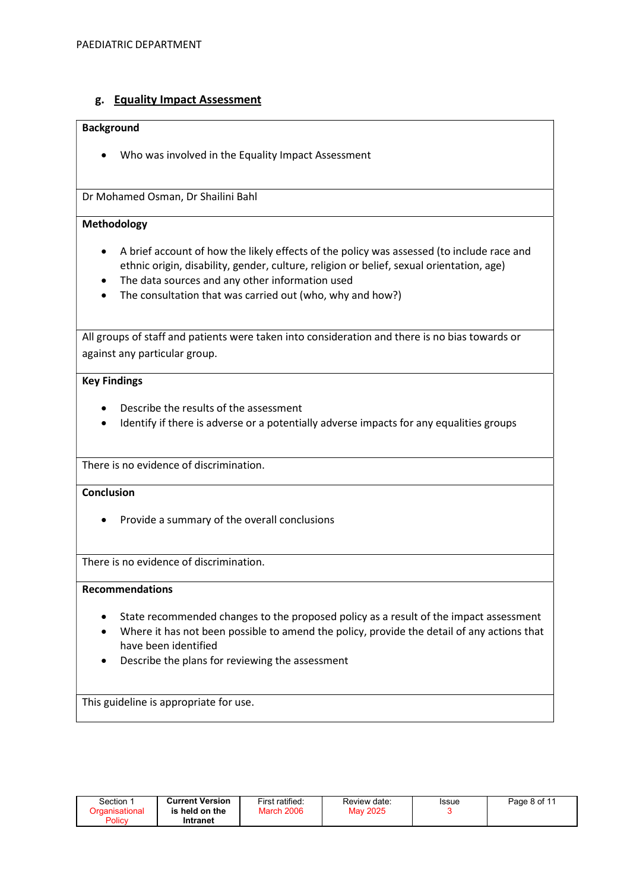## g. Equality Impact Assessment

**Background**

- Who was involved in the Equality Impact Assessment

Dr Mohamed Osman, Dr Shailini Bahl

**Methodology**

- A brief account of how the likely effects of the policy was assessed (to include race and ethnic origin, disability, gender, culture, religion or belief, sexual orientation, age)
- The data sources and any other information used
- The consultation that was carried out (who, why and how?)

All groups of staff and patients were taken into consideration and there is no bias towards or against any particular group.

**Key Findings**

- Describe the results of the assessment
- Identify if there is adverse or a potentially adverse impacts for any equalities groups

There is no evidence of discrimination.

**Conclusion**

- Provide a summary of the overall conclusions

There is no evidence of discrimination.

**Recommendations**

- State recommended changes to the proposed policy as a result of the impact assessment
- Where it has not been possible to amend the policy, provide the detail of any actions that have been identified
- Describe the plans for reviewing the assessment

This guideline is appropriate for use.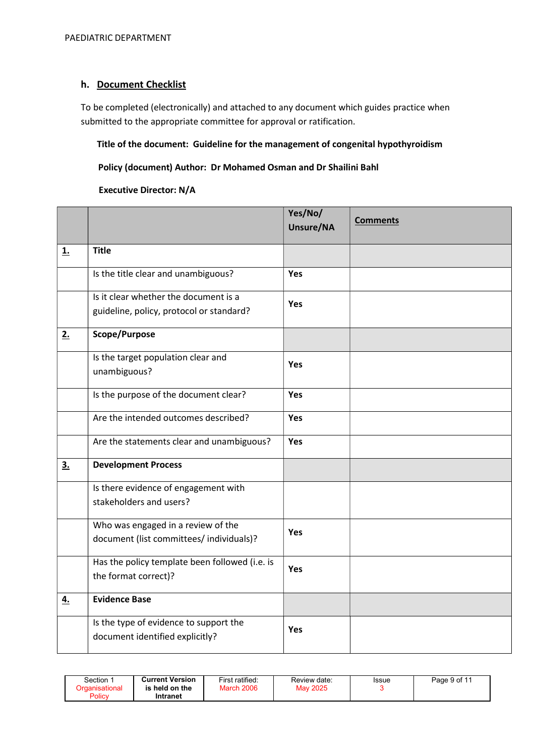## h. Document Checklist

To be completed (electronically) and attached to any document which guides practice when submitted to the appropriate committee for approval or ratification.

**Title of the document: Guideline for the management of congenital hypothyroidism**

**Policy (document) Author: Dr Mohamed Osman and Dr Shailini Bahl**

**Executive Director: N/A**

| | | Yes/No/ Unsure/NA | Comments |
|---|---|---|---|
| **1.** | **Title** | | |
| | Is the title clear and unambiguous? | **Yes** | |
| | Is it clear whether the document is a guideline, policy, protocol or standard? | **Yes** | |
| **2.** | **Scope/Purpose** | | |
| | Is the target population clear and unambiguous? | **Yes** | |
| | Is the purpose of the document clear? | **Yes** | |
| | Are the intended outcomes described? | **Yes** | |
| | Are the statements clear and unambiguous? | **Yes** | |
| **3.** | **Development Process** | | |
| | Is there evidence of engagement with stakeholders and users? | | |
| | Who was engaged in a review of the document (list committees/ individuals)? | **Yes** | |
| | Has the policy template been followed (i.e. is the format correct)? | **Yes** | |
| **4.** | **Evidence Base** | | |
| | Is the type of evidence to support the document identified explicitly? | **Yes** | |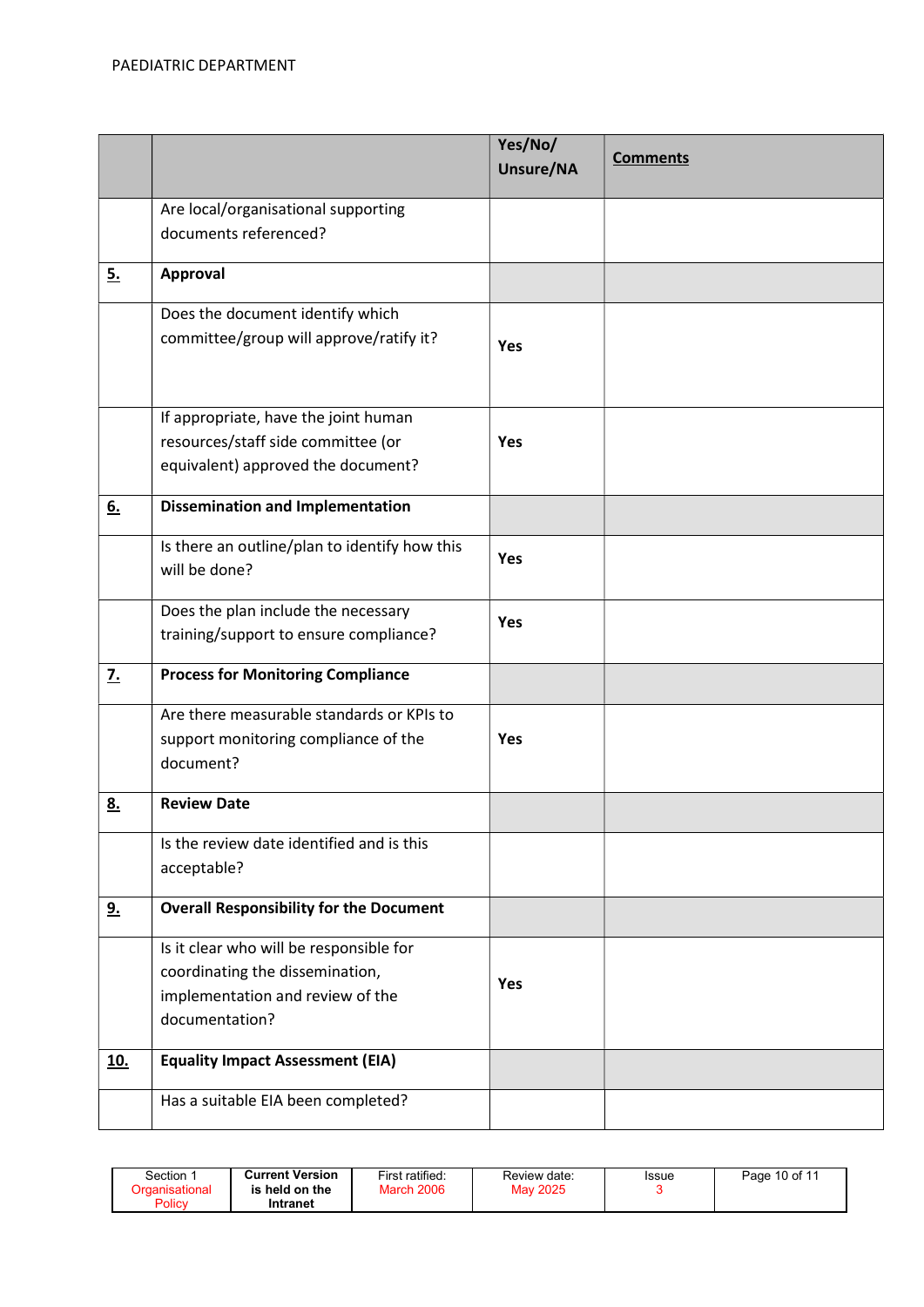|  |  | Yes/No/ Unsure/NA | <u>Comments</u> |
|---|---|---|---|
|  | Are local/organisational supporting documents referenced? |  |  |
| <u>**5.**</u> | **Approval** |  |  |
|  | Does the document identify which committee/group will approve/ratify it? | **Yes** |  |
|  | If appropriate, have the joint human resources/staff side committee (or equivalent) approved the document? | **Yes** |  |
| <u>**6.**</u> | **Dissemination and Implementation** |  |  |
|  | Is there an outline/plan to identify how this will be done? | **Yes** |  |
|  | Does the plan include the necessary training/support to ensure compliance? | **Yes** |  |
| <u>**7.**</u> | **Process for Monitoring Compliance** |  |  |
|  | Are there measurable standards or KPIs to support monitoring compliance of the document? | **Yes** |  |
| <u>**8.**</u> | **Review Date** |  |  |
|  | Is the review date identified and is this acceptable? |  |  |
| <u>**9.**</u> | **Overall Responsibility for the Document** |  |  |
|  | Is it clear who will be responsible for coordinating the dissemination, implementation and review of the documentation? | **Yes** |  |
| <u>**10.**</u> | **Equality Impact Assessment (EIA)** |  |  |
|  | Has a suitable EIA been completed? |  |  |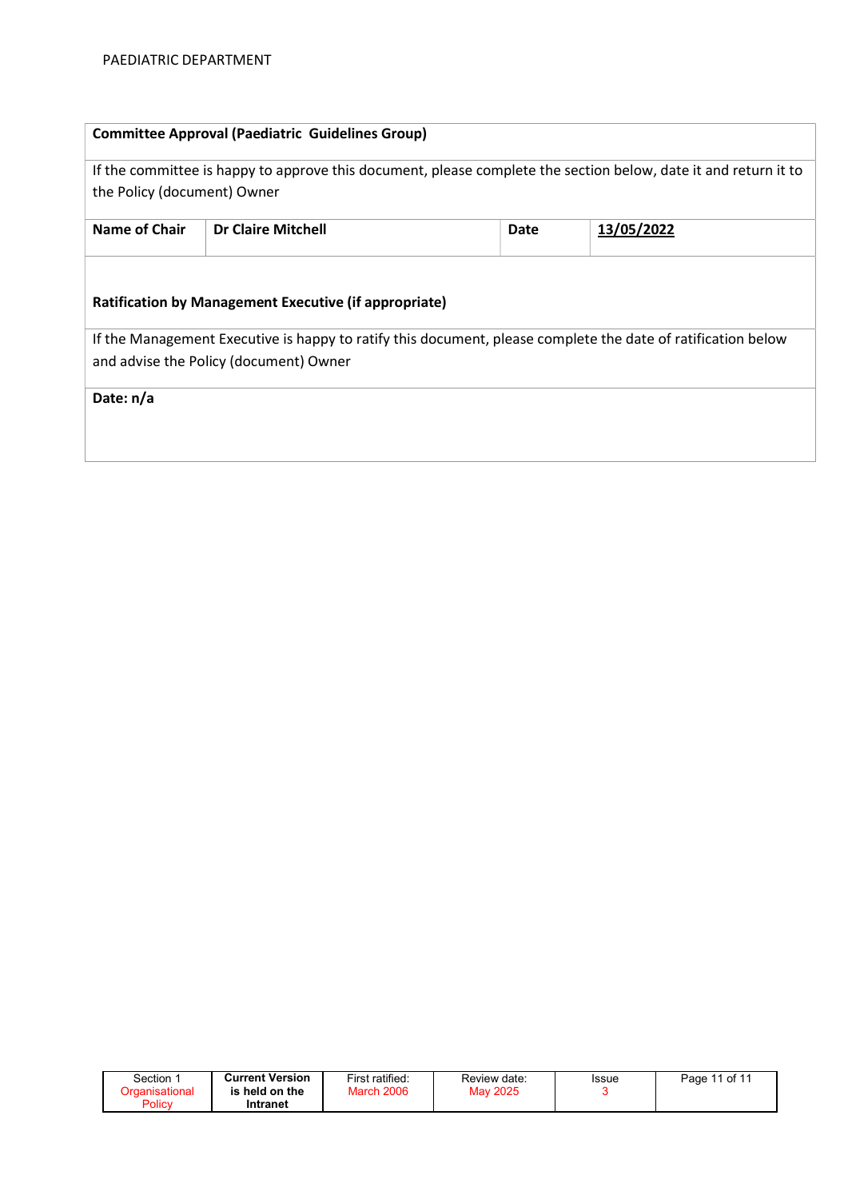| Committee Approval (Paediatric Guidelines Group) | | | |
|---|---|---|---|
| If the committee is happy to approve this document, please complete the section below, date it and return it to the Policy (document) Owner | | | |
| **Name of Chair** | **Dr Claire Mitchell** | **Date** | **13/05/2022** |
| **Ratification by Management Executive (if appropriate)** | | | |
| If the Management Executive is happy to ratify this document, please complete the date of ratification below and advise the Policy (document) Owner | | | |
| **Date: n/a** | | | |